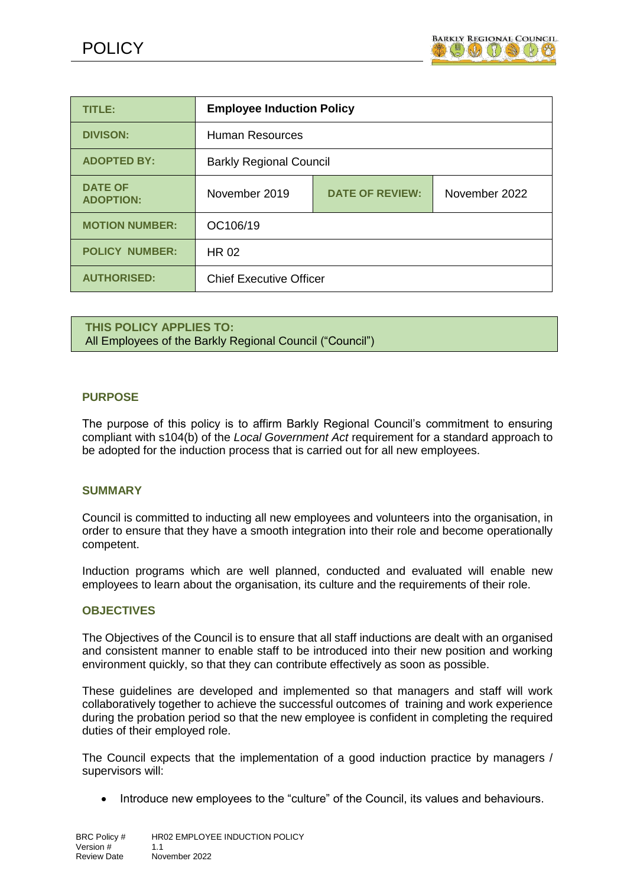# POLICY

| TITLE: | **Employee Induction Policy** | | |
|---|---|---|---|
| DIVISON: | Human Resources | | |
| ADOPTED BY: | Barkly Regional Council | | |
| DATE OF ADOPTION: | November 2019 | DATE OF REVIEW: | November 2022 |
| MOTION NUMBER: | OC106/19 | | |
| POLICY NUMBER: | HR 02 | | |
| AUTHORISED: | Chief Executive Officer | | |

**THIS POLICY APPLIES TO:**
All Employees of the Barkly Regional Council ("Council")

## PURPOSE

The purpose of this policy is to affirm Barkly Regional Council's commitment to ensuring compliant with s104(b) of the *Local Government Act* requirement for a standard approach to be adopted for the induction process that is carried out for all new employees.

## SUMMARY

Council is committed to inducting all new employees and volunteers into the organisation, in order to ensure that they have a smooth integration into their role and become operationally competent.

Induction programs which are well planned, conducted and evaluated will enable new employees to learn about the organisation, its culture and the requirements of their role.

## OBJECTIVES

The Objectives of the Council is to ensure that all staff inductions are dealt with an organised and consistent manner to enable staff to be introduced into their new position and working environment quickly, so that they can contribute effectively as soon as possible.

These guidelines are developed and implemented so that managers and staff will work collaboratively together to achieve the successful outcomes of training and work experience during the probation period so that the new employee is confident in completing the required duties of their employed role.

The Council expects that the implementation of a good induction practice by managers / supervisors will:

- Introduce new employees to the "culture" of the Council, its values and behaviours.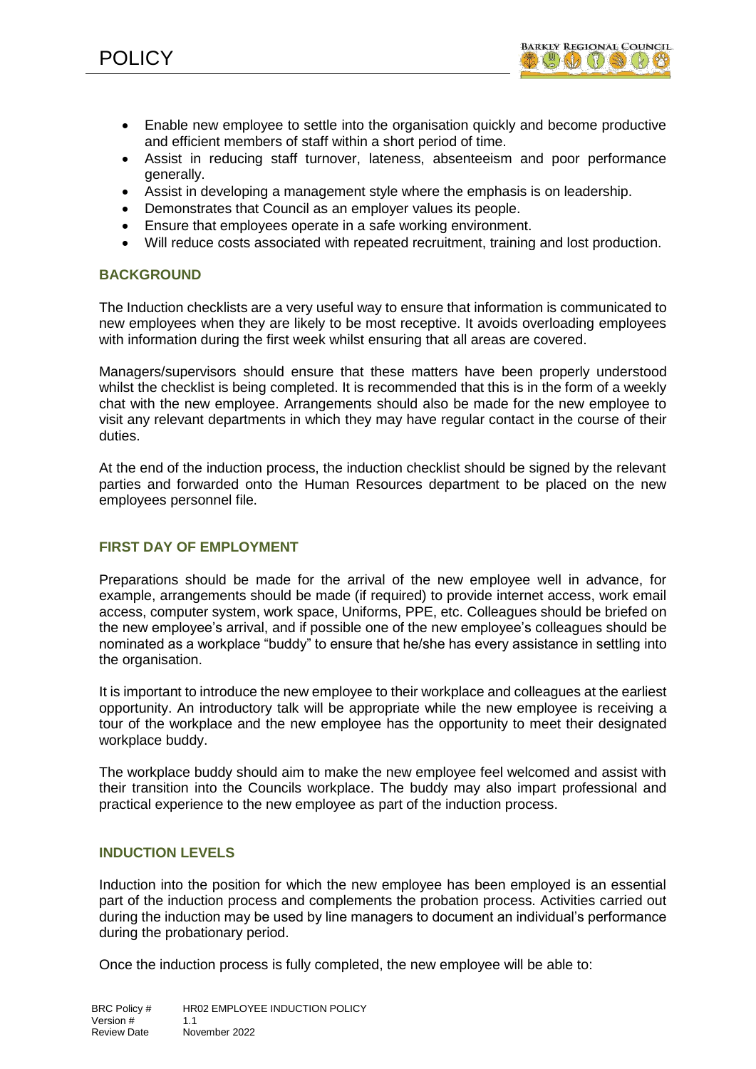- Enable new employee to settle into the organisation quickly and become productive and efficient members of staff within a short period of time.
- Assist in reducing staff turnover, lateness, absenteeism and poor performance generally.
- Assist in developing a management style where the emphasis is on leadership.
- Demonstrates that Council as an employer values its people.
- Ensure that employees operate in a safe working environment.
- Will reduce costs associated with repeated recruitment, training and lost production.

## BACKGROUND

The Induction checklists are a very useful way to ensure that information is communicated to new employees when they are likely to be most receptive. It avoids overloading employees with information during the first week whilst ensuring that all areas are covered.

Managers/supervisors should ensure that these matters have been properly understood whilst the checklist is being completed. It is recommended that this is in the form of a weekly chat with the new employee. Arrangements should also be made for the new employee to visit any relevant departments in which they may have regular contact in the course of their duties.

At the end of the induction process, the induction checklist should be signed by the relevant parties and forwarded onto the Human Resources department to be placed on the new employees personnel file.

## FIRST DAY OF EMPLOYMENT

Preparations should be made for the arrival of the new employee well in advance, for example, arrangements should be made (if required) to provide internet access, work email access, computer system, work space, Uniforms, PPE, etc. Colleagues should be briefed on the new employee's arrival, and if possible one of the new employee's colleagues should be nominated as a workplace "buddy" to ensure that he/she has every assistance in settling into the organisation.

It is important to introduce the new employee to their workplace and colleagues at the earliest opportunity. An introductory talk will be appropriate while the new employee is receiving a tour of the workplace and the new employee has the opportunity to meet their designated workplace buddy.

The workplace buddy should aim to make the new employee feel welcomed and assist with their transition into the Councils workplace. The buddy may also impart professional and practical experience to the new employee as part of the induction process.

## INDUCTION LEVELS

Induction into the position for which the new employee has been employed is an essential part of the induction process and complements the probation process. Activities carried out during the induction may be used by line managers to document an individual's performance during the probationary period.

Once the induction process is fully completed, the new employee will be able to: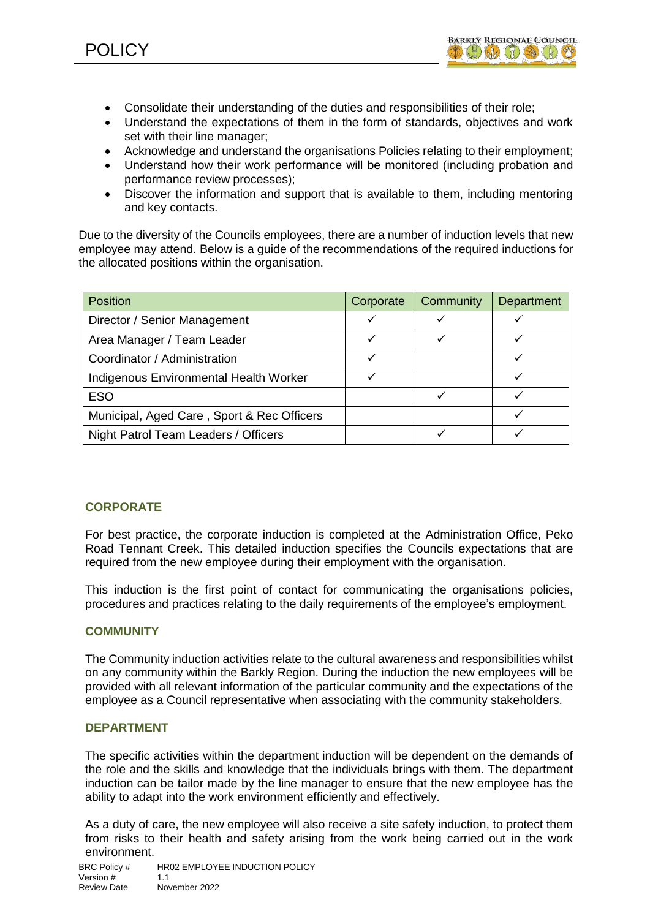- Consolidate their understanding of the duties and responsibilities of their role;
- Understand the expectations of them in the form of standards, objectives and work set with their line manager;
- Acknowledge and understand the organisations Policies relating to their employment;
- Understand how their work performance will be monitored (including probation and performance review processes);
- Discover the information and support that is available to them, including mentoring and key contacts.

Due to the diversity of the Councils employees, there are a number of induction levels that new employee may attend. Below is a guide of the recommendations of the required inductions for the allocated positions within the organisation.

| Position | Corporate | Community | Department |
|---|---|---|---|
| Director / Senior Management | ✓ | ✓ | ✓ |
| Area Manager / Team Leader | ✓ | ✓ | ✓ |
| Coordinator / Administration | ✓ | | ✓ |
| Indigenous Environmental Health Worker | ✓ | | ✓ |
| ESO | | ✓ | ✓ |
| Municipal, Aged Care , Sport & Rec Officers | | | ✓ |
| Night Patrol Team Leaders / Officers | | ✓ | ✓ |

### CORPORATE

For best practice, the corporate induction is completed at the Administration Office, Peko Road Tennant Creek. This detailed induction specifies the Councils expectations that are required from the new employee during their employment with the organisation.

This induction is the first point of contact for communicating the organisations policies, procedures and practices relating to the daily requirements of the employee's employment.

### COMMUNITY

The Community induction activities relate to the cultural awareness and responsibilities whilst on any community within the Barkly Region. During the induction the new employees will be provided with all relevant information of the particular community and the expectations of the employee as a Council representative when associating with the community stakeholders.

### DEPARTMENT

The specific activities within the department induction will be dependent on the demands of the role and the skills and knowledge that the individuals brings with them. The department induction can be tailor made by the line manager to ensure that the new employee has the ability to adapt into the work environment efficiently and effectively.

As a duty of care, the new employee will also receive a site safety induction, to protect them from risks to their health and safety arising from the work being carried out in the work environment.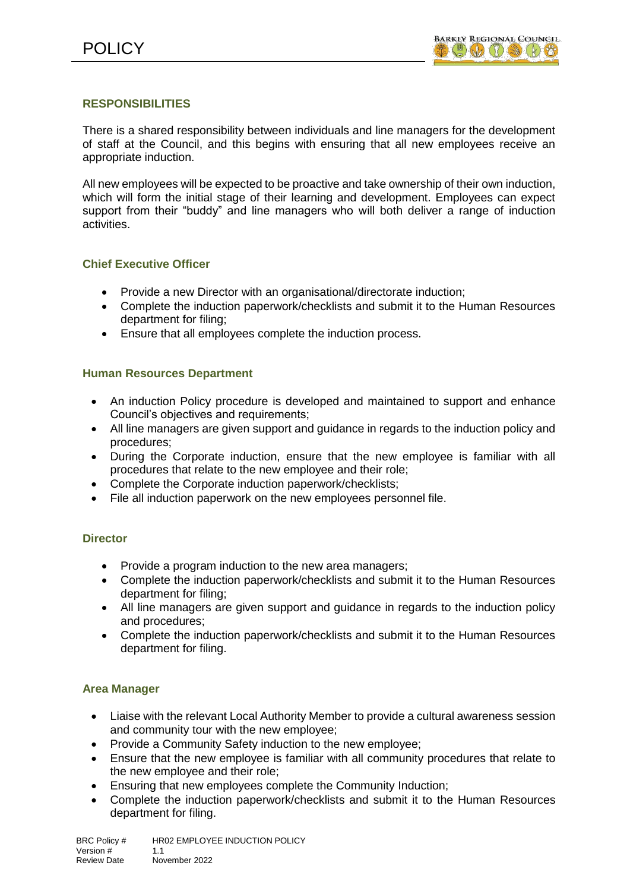## RESPONSIBILITIES

There is a shared responsibility between individuals and line managers for the development of staff at the Council, and this begins with ensuring that all new employees receive an appropriate induction.

All new employees will be expected to be proactive and take ownership of their own induction, which will form the initial stage of their learning and development. Employees can expect support from their "buddy" and line managers who will both deliver a range of induction activities.

### Chief Executive Officer

- Provide a new Director with an organisational/directorate induction;
- Complete the induction paperwork/checklists and submit it to the Human Resources department for filing;
- Ensure that all employees complete the induction process.

### Human Resources Department

- An induction Policy procedure is developed and maintained to support and enhance Council's objectives and requirements;
- All line managers are given support and guidance in regards to the induction policy and procedures;
- During the Corporate induction, ensure that the new employee is familiar with all procedures that relate to the new employee and their role;
- Complete the Corporate induction paperwork/checklists;
- File all induction paperwork on the new employees personnel file.

### Director

- Provide a program induction to the new area managers;
- Complete the induction paperwork/checklists and submit it to the Human Resources department for filing;
- All line managers are given support and guidance in regards to the induction policy and procedures;
- Complete the induction paperwork/checklists and submit it to the Human Resources department for filing.

### Area Manager

- Liaise with the relevant Local Authority Member to provide a cultural awareness session and community tour with the new employee;
- Provide a Community Safety induction to the new employee;
- Ensure that the new employee is familiar with all community procedures that relate to the new employee and their role;
- Ensuring that new employees complete the Community Induction;
- Complete the induction paperwork/checklists and submit it to the Human Resources department for filing.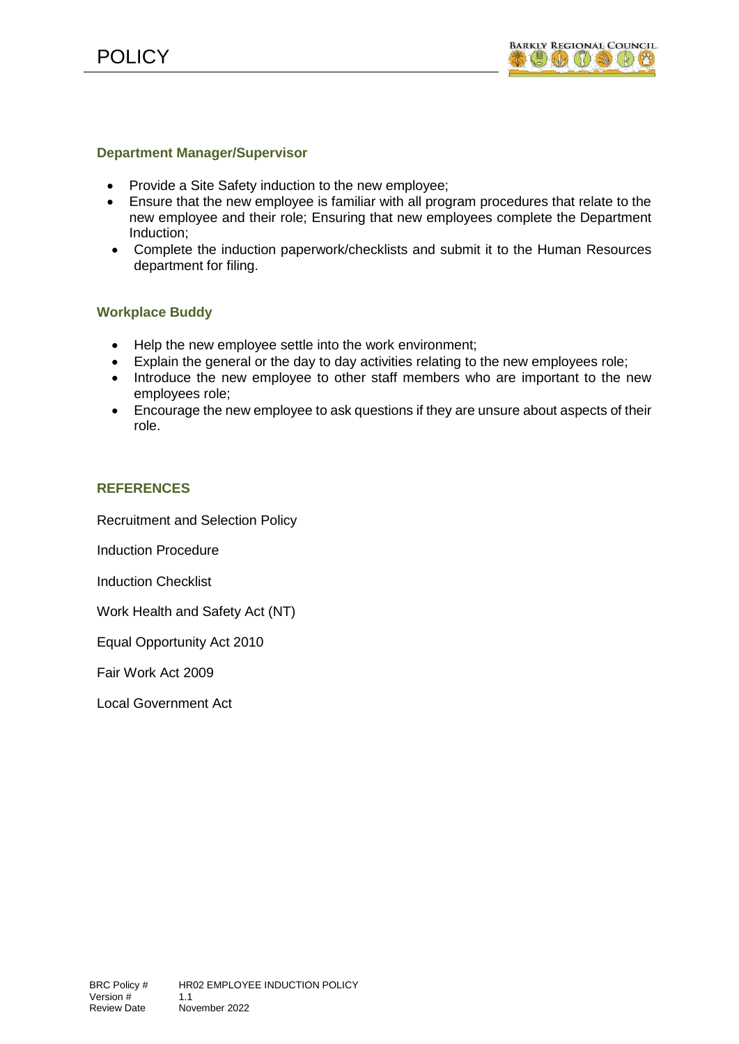### Department Manager/Supervisor

- Provide a Site Safety induction to the new employee;
- Ensure that the new employee is familiar with all program procedures that relate to the new employee and their role; Ensuring that new employees complete the Department Induction;
- Complete the induction paperwork/checklists and submit it to the Human Resources department for filing.

### Workplace Buddy

- Help the new employee settle into the work environment;
- Explain the general or the day to day activities relating to the new employees role;
- Introduce the new employee to other staff members who are important to the new employees role;
- Encourage the new employee to ask questions if they are unsure about aspects of their role.

## REFERENCES

Recruitment and Selection Policy

Induction Procedure

Induction Checklist

Work Health and Safety Act (NT)

Equal Opportunity Act 2010

Fair Work Act 2009

Local Government Act